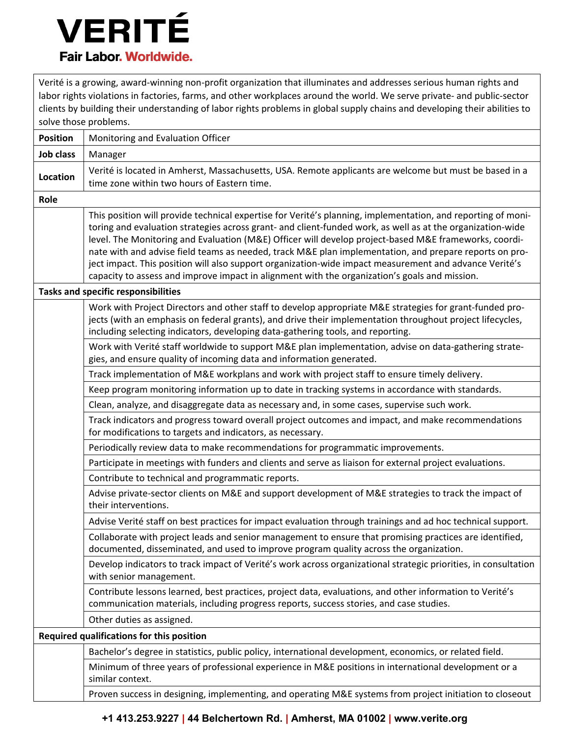# VERITÉ

**Fair Labor. Worldwide.**

Verité is a growing, award-winning non-profit organization that illuminates and addresses serious human rights and labor rights violations in factories, farms, and other workplaces around the world. We serve private- and public-sector clients by building their understanding of labor rights problems in global supply chains and developing their abilities to solve those problems.

| | |
|---|---|
| **Position** | Monitoring and Evaluation Officer |
| **Job class** | Manager |
| **Location** | Verité is located in Amherst, Massachusetts, USA. Remote applicants are welcome but must be based in a time zone within two hours of Eastern time. |

**Role**

This position will provide technical expertise for Verité's planning, implementation, and reporting of monitoring and evaluation strategies across grant- and client-funded work, as well as at the organization-wide level. The Monitoring and Evaluation (M&E) Officer will develop project-based M&E frameworks, coordinate with and advise field teams as needed, track M&E plan implementation, and prepare reports on project impact. This position will also support organization-wide impact measurement and advance Verité's capacity to assess and improve impact in alignment with the organization's goals and mission.

**Tasks and specific responsibilities**

- Work with Project Directors and other staff to develop appropriate M&E strategies for grant-funded projects (with an emphasis on federal grants), and drive their implementation throughout project lifecycles, including selecting indicators, developing data-gathering tools, and reporting.
- Work with Verité staff worldwide to support M&E plan implementation, advise on data-gathering strategies, and ensure quality of incoming data and information generated.
- Track implementation of M&E workplans and work with project staff to ensure timely delivery.
- Keep program monitoring information up to date in tracking systems in accordance with standards.
- Clean, analyze, and disaggregate data as necessary and, in some cases, supervise such work.
- Track indicators and progress toward overall project outcomes and impact, and make recommendations for modifications to targets and indicators, as necessary.
- Periodically review data to make recommendations for programmatic improvements.
- Participate in meetings with funders and clients and serve as liaison for external project evaluations.
- Contribute to technical and programmatic reports.
- Advise private-sector clients on M&E and support development of M&E strategies to track the impact of their interventions.
- Advise Verité staff on best practices for impact evaluation through trainings and ad hoc technical support.
- Collaborate with project leads and senior management to ensure that promising practices are identified, documented, disseminated, and used to improve program quality across the organization.
- Develop indicators to track impact of Verité's work across organizational strategic priorities, in consultation with senior management.
- Contribute lessons learned, best practices, project data, evaluations, and other information to Verité's communication materials, including progress reports, success stories, and case studies.
- Other duties as assigned.

**Required qualifications for this position**

- Bachelor's degree in statistics, public policy, international development, economics, or related field.
- Minimum of three years of professional experience in M&E positions in international development or a similar context.
- Proven success in designing, implementing, and operating M&E systems from project initiation to closeout

**+1 413.253.9227 | 44 Belchertown Rd. | Amherst, MA 01002 | www.verite.org**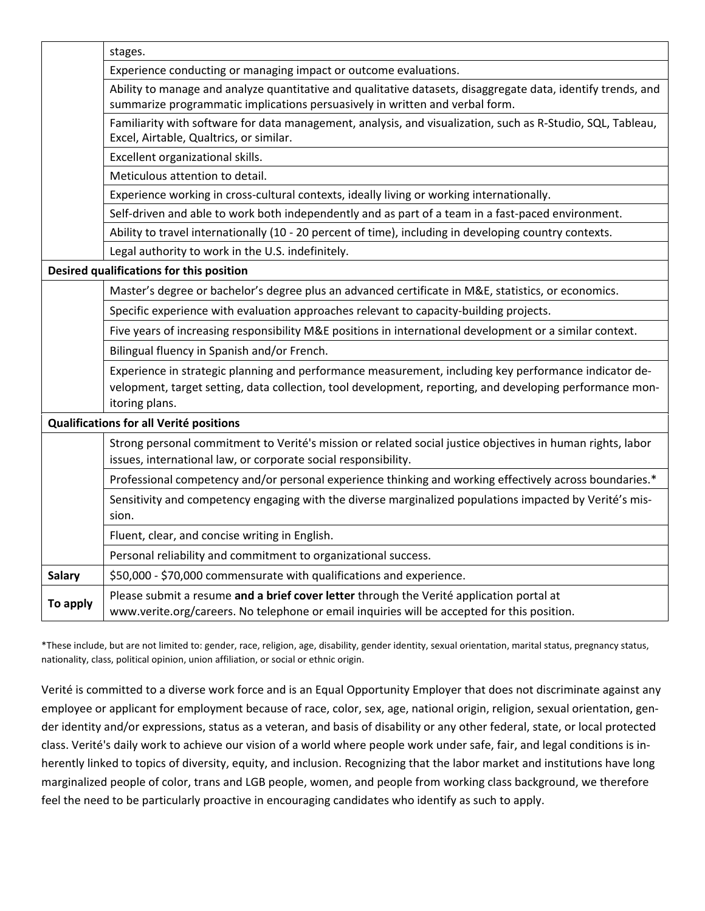| | |
|---|---|
| | stages. |
| | Experience conducting or managing impact or outcome evaluations. |
| | Ability to manage and analyze quantitative and qualitative datasets, disaggregate data, identify trends, and summarize programmatic implications persuasively in written and verbal form. |
| | Familiarity with software for data management, analysis, and visualization, such as R-Studio, SQL, Tableau, Excel, Airtable, Qualtrics, or similar. |
| | Excellent organizational skills. |
| | Meticulous attention to detail. |
| | Experience working in cross-cultural contexts, ideally living or working internationally. |
| | Self-driven and able to work both independently and as part of a team in a fast-paced environment. |
| | Ability to travel internationally (10 - 20 percent of time), including in developing country contexts. |
| | Legal authority to work in the U.S. indefinitely. |
| **Desired qualifications for this position** | |
| | Master's degree or bachelor's degree plus an advanced certificate in M&E, statistics, or economics. |
| | Specific experience with evaluation approaches relevant to capacity-building projects. |
| | Five years of increasing responsibility M&E positions in international development or a similar context. |
| | Bilingual fluency in Spanish and/or French. |
| | Experience in strategic planning and performance measurement, including key performance indicator development, target setting, data collection, tool development, reporting, and developing performance monitoring plans. |
| **Qualifications for all Verité positions** | |
| | Strong personal commitment to Verité's mission or related social justice objectives in human rights, labor issues, international law, or corporate social responsibility. |
| | Professional competency and/or personal experience thinking and working effectively across boundaries.* |
| | Sensitivity and competency engaging with the diverse marginalized populations impacted by Verité's mission. |
| | Fluent, clear, and concise writing in English. |
| | Personal reliability and commitment to organizational success. |
| **Salary** | $50,000 - $70,000 commensurate with qualifications and experience. |
| **To apply** | Please submit a resume **and a brief cover letter** through the Verité application portal at www.verite.org/careers. No telephone or email inquiries will be accepted for this position. |

*These include, but are not limited to: gender, race, religion, age, disability, gender identity, sexual orientation, marital status, pregnancy status, nationality, class, political opinion, union affiliation, or social or ethnic origin.

Verité is committed to a diverse work force and is an Equal Opportunity Employer that does not discriminate against any employee or applicant for employment because of race, color, sex, age, national origin, religion, sexual orientation, gender identity and/or expressions, status as a veteran, and basis of disability or any other federal, state, or local protected class. Verité's daily work to achieve our vision of a world where people work under safe, fair, and legal conditions is inherently linked to topics of diversity, equity, and inclusion. Recognizing that the labor market and institutions have long marginalized people of color, trans and LGB people, women, and people from working class background, we therefore feel the need to be particularly proactive in encouraging candidates who identify as such to apply.